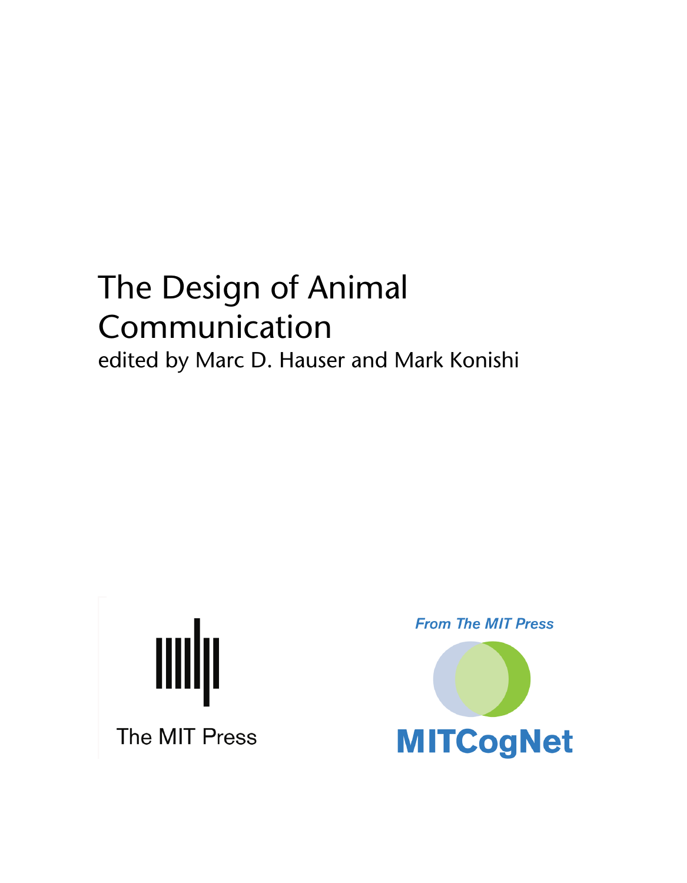# The Design of Animal Communication

edited by Marc D. Hauser and Mark Konishi

The MIT Press

*From The MIT Press*

**MITCogNet**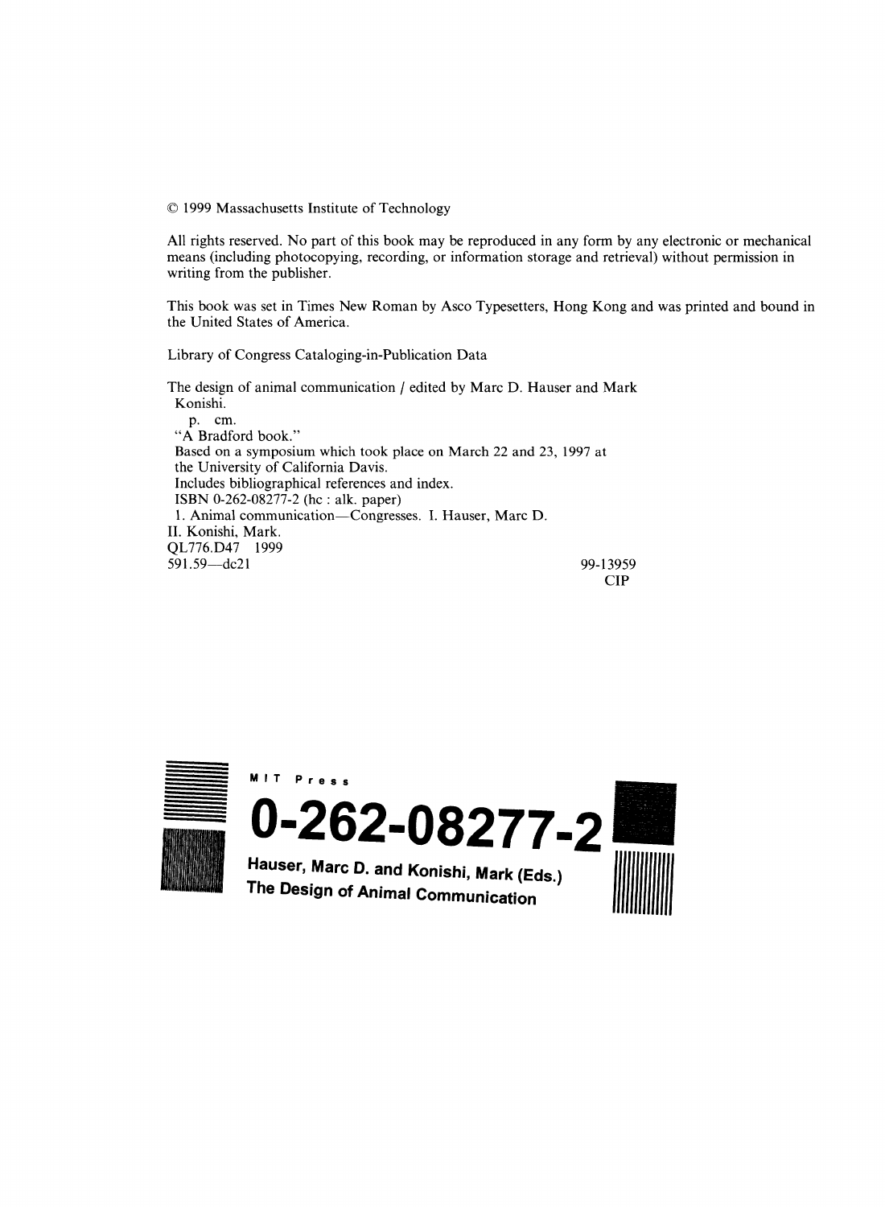© 1999 Massachusetts Institute of Technology

All rights reserved. No part of this book may be reproduced in any form by any electronic or mechanical means (including photocopying, recording, or information storage and retrieval) without permission in writing from the publisher.

This book was set in Times New Roman by Asco Typesetters, Hong Kong and was printed and bound in the United States of America.

Library of Congress Cataloging-in-Publication Data

The design of animal communication / edited by Marc D. Hauser and Mark Konishi.
p. cm.
"A Bradford book."
Based on a symposium which took place on March 22 and 23, 1997 at the University of California Davis.
Includes bibliographical references and index.
ISBN 0-262-08277-2 (hc : alk. paper)
1. Animal communication—Congresses. I. Hauser, Marc D.
II. Konishi, Mark.
QL776.D47 1999
591.59—dc21

99-13959
CIP

MIT Press

**0-262-08277-2**

**Hauser, Marc D. and Konishi, Mark (Eds.)**
**The Design of Animal Communication**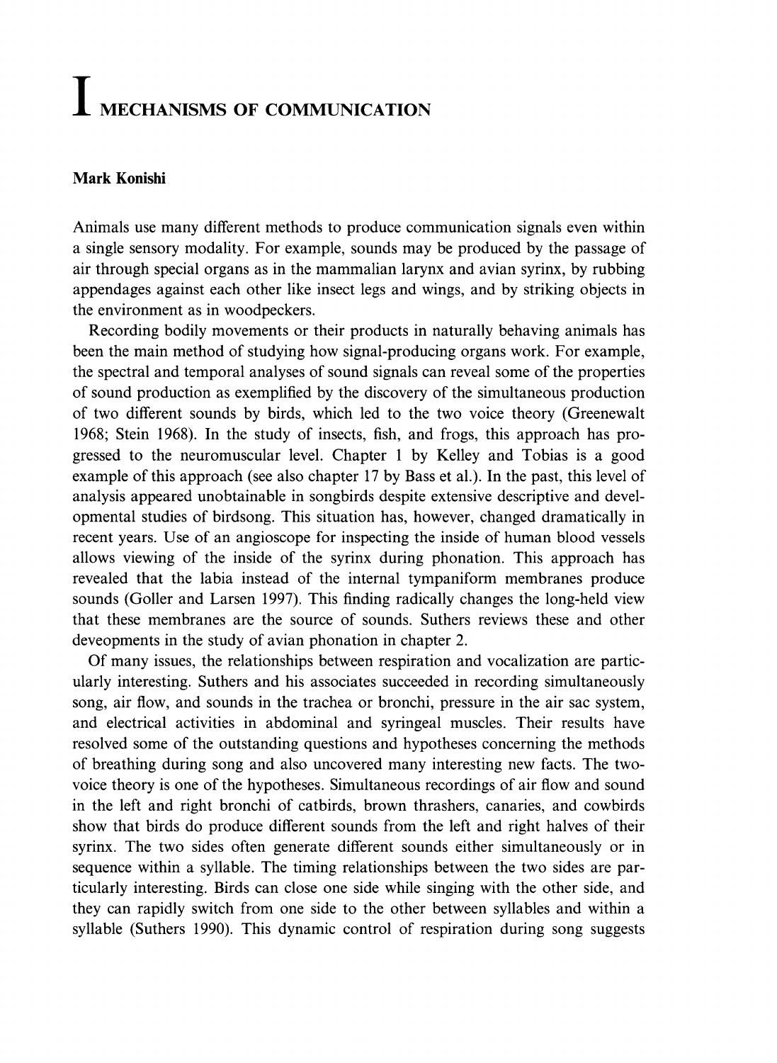# I MECHANISMS OF COMMUNICATION

**Mark Konishi**

Animals use many different methods to produce communication signals even within a single sensory modality. For example, sounds may be produced by the passage of air through special organs as in the mammalian larynx and avian syrinx, by rubbing appendages against each other like insect legs and wings, and by striking objects in the environment as in woodpeckers.

Recording bodily movements or their products in naturally behaving animals has been the main method of studying how signal-producing organs work. For example, the spectral and temporal analyses of sound signals can reveal some of the properties of sound production as exemplified by the discovery of the simultaneous production of two different sounds by birds, which led to the two voice theory (Greenewalt 1968; Stein 1968). In the study of insects, fish, and frogs, this approach has progressed to the neuromuscular level. Chapter 1 by Kelley and Tobias is a good example of this approach (see also chapter 17 by Bass et al.). In the past, this level of analysis appeared unobtainable in songbirds despite extensive descriptive and developmental studies of birdsong. This situation has, however, changed dramatically in recent years. Use of an angioscope for inspecting the inside of human blood vessels allows viewing of the inside of the syrinx during phonation. This approach has revealed that the labia instead of the internal tympaniform membranes produce sounds (Goller and Larsen 1997). This finding radically changes the long-held view that these membranes are the source of sounds. Suthers reviews these and other deveopments in the study of avian phonation in chapter 2.

Of many issues, the relationships between respiration and vocalization are particularly interesting. Suthers and his associates succeeded in recording simultaneously song, air flow, and sounds in the trachea or bronchi, pressure in the air sac system, and electrical activities in abdominal and syringeal muscles. Their results have resolved some of the outstanding questions and hypotheses concerning the methods of breathing during song and also uncovered many interesting new facts. The two-voice theory is one of the hypotheses. Simultaneous recordings of air flow and sound in the left and right bronchi of catbirds, brown thrashers, canaries, and cowbirds show that birds do produce different sounds from the left and right halves of their syrinx. The two sides often generate different sounds either simultaneously or in sequence within a syllable. The timing relationships between the two sides are particularly interesting. Birds can close one side while singing with the other side, and they can rapidly switch from one side to the other between syllables and within a syllable (Suthers 1990). This dynamic control of respiration during song suggests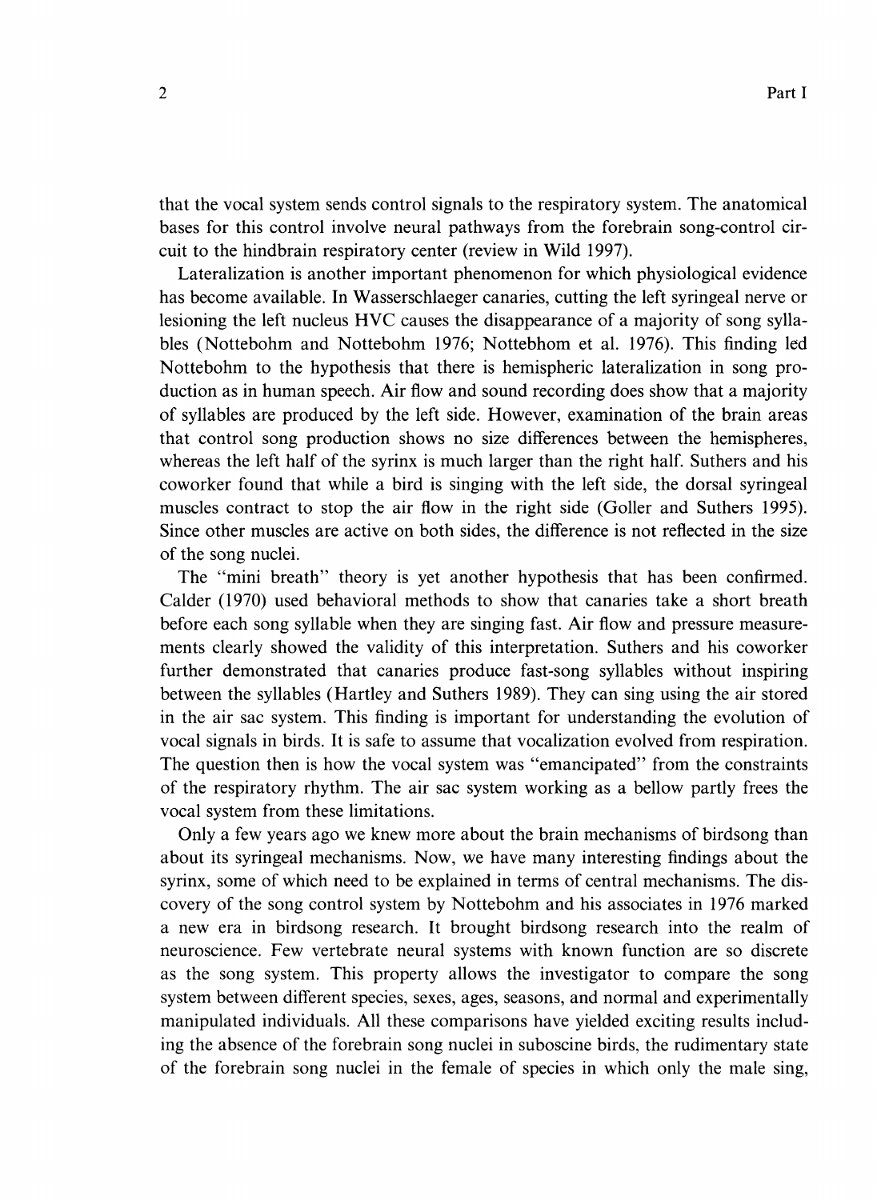that the vocal system sends control signals to the respiratory system. The anatomical bases for this control involve neural pathways from the forebrain song-control circuit to the hindbrain respiratory center (review in Wild 1997).

Lateralization is another important phenomenon for which physiological evidence has become available. In Wasserschlaeger canaries, cutting the left syringeal nerve or lesioning the left nucleus HVC causes the disappearance of a majority of song syllables (Nottebohm and Nottebohm 1976; Nottebhom et al. 1976). This finding led Nottebohm to the hypothesis that there is hemispheric lateralization in song production as in human speech. Air flow and sound recording does show that a majority of syllables are produced by the left side. However, examination of the brain areas that control song production shows no size differences between the hemispheres, whereas the left half of the syrinx is much larger than the right half. Suthers and his coworker found that while a bird is singing with the left side, the dorsal syringeal muscles contract to stop the air flow in the right side (Goller and Suthers 1995). Since other muscles are active on both sides, the difference is not reflected in the size of the song nuclei.

The "mini breath" theory is yet another hypothesis that has been confirmed. Calder (1970) used behavioral methods to show that canaries take a short breath before each song syllable when they are singing fast. Air flow and pressure measurements clearly showed the validity of this interpretation. Suthers and his coworker further demonstrated that canaries produce fast-song syllables without inspiring between the syllables (Hartley and Suthers 1989). They can sing using the air stored in the air sac system. This finding is important for understanding the evolution of vocal signals in birds. It is safe to assume that vocalization evolved from respiration. The question then is how the vocal system was "emancipated" from the constraints of the respiratory rhythm. The air sac system working as a bellow partly frees the vocal system from these limitations.

Only a few years ago we knew more about the brain mechanisms of birdsong than about its syringeal mechanisms. Now, we have many interesting findings about the syrinx, some of which need to be explained in terms of central mechanisms. The discovery of the song control system by Nottebohm and his associates in 1976 marked a new era in birdsong research. It brought birdsong research into the realm of neuroscience. Few vertebrate neural systems with known function are so discrete as the song system. This property allows the investigator to compare the song system between different species, sexes, ages, seasons, and normal and experimentally manipulated individuals. All these comparisons have yielded exciting results including the absence of the forebrain song nuclei in suboscine birds, the rudimentary state of the forebrain song nuclei in the female of species in which only the male sing,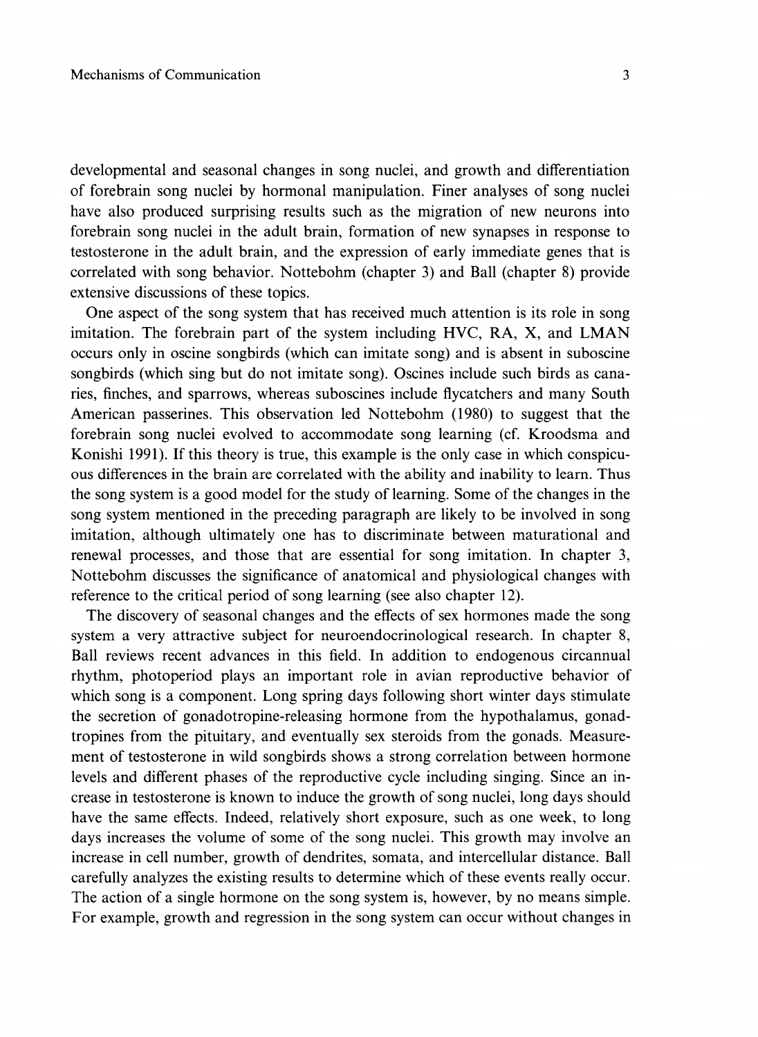developmental and seasonal changes in song nuclei, and growth and differentiation of forebrain song nuclei by hormonal manipulation. Finer analyses of song nuclei have also produced surprising results such as the migration of new neurons into forebrain song nuclei in the adult brain, formation of new synapses in response to testosterone in the adult brain, and the expression of early immediate genes that is correlated with song behavior. Nottebohm (chapter 3) and Ball (chapter 8) provide extensive discussions of these topics.

One aspect of the song system that has received much attention is its role in song imitation. The forebrain part of the system including HVC, RA, X, and LMAN occurs only in oscine songbirds (which can imitate song) and is absent in suboscine songbirds (which sing but do not imitate song). Oscines include such birds as canaries, finches, and sparrows, whereas suboscines include flycatchers and many South American passerines. This observation led Nottebohm (1980) to suggest that the forebrain song nuclei evolved to accommodate song learning (cf. Kroodsma and Konishi 1991). If this theory is true, this example is the only case in which conspicuous differences in the brain are correlated with the ability and inability to learn. Thus the song system is a good model for the study of learning. Some of the changes in the song system mentioned in the preceding paragraph are likely to be involved in song imitation, although ultimately one has to discriminate between maturational and renewal processes, and those that are essential for song imitation. In chapter 3, Nottebohm discusses the significance of anatomical and physiological changes with reference to the critical period of song learning (see also chapter 12).

The discovery of seasonal changes and the effects of sex hormones made the song system a very attractive subject for neuroendocrinological research. In chapter 8, Ball reviews recent advances in this field. In addition to endogenous circannual rhythm, photoperiod plays an important role in avian reproductive behavior of which song is a component. Long spring days following short winter days stimulate the secretion of gonadotropine-releasing hormone from the hypothalamus, gonadtropines from the pituitary, and eventually sex steroids from the gonads. Measurement of testosterone in wild songbirds shows a strong correlation between hormone levels and different phases of the reproductive cycle including singing. Since an increase in testosterone is known to induce the growth of song nuclei, long days should have the same effects. Indeed, relatively short exposure, such as one week, to long days increases the volume of some of the song nuclei. This growth may involve an increase in cell number, growth of dendrites, somata, and intercellular distance. Ball carefully analyzes the existing results to determine which of these events really occur. The action of a single hormone on the song system is, however, by no means simple. For example, growth and regression in the song system can occur without changes in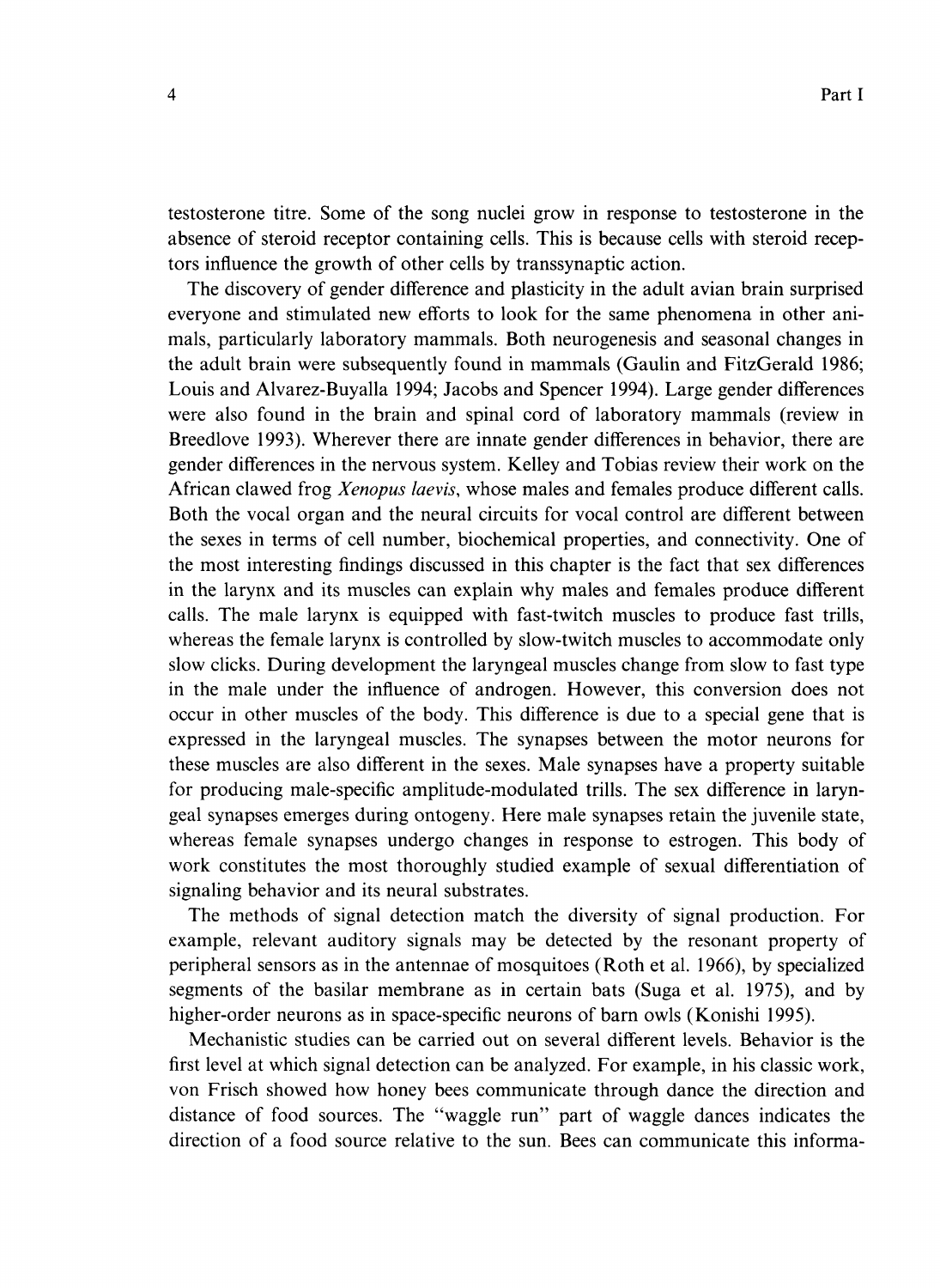testosterone titre. Some of the song nuclei grow in response to testosterone in the absence of steroid receptor containing cells. This is because cells with steroid receptors influence the growth of other cells by transsynaptic action.

The discovery of gender difference and plasticity in the adult avian brain surprised everyone and stimulated new efforts to look for the same phenomena in other animals, particularly laboratory mammals. Both neurogenesis and seasonal changes in the adult brain were subsequently found in mammals (Gaulin and FitzGerald 1986; Louis and Alvarez-Buyalla 1994; Jacobs and Spencer 1994). Large gender differences were also found in the brain and spinal cord of laboratory mammals (review in Breedlove 1993). Wherever there are innate gender differences in behavior, there are gender differences in the nervous system. Kelley and Tobias review their work on the African clawed frog *Xenopus laevis*, whose males and females produce different calls. Both the vocal organ and the neural circuits for vocal control are different between the sexes in terms of cell number, biochemical properties, and connectivity. One of the most interesting findings discussed in this chapter is the fact that sex differences in the larynx and its muscles can explain why males and females produce different calls. The male larynx is equipped with fast-twitch muscles to produce fast trills, whereas the female larynx is controlled by slow-twitch muscles to accommodate only slow clicks. During development the laryngeal muscles change from slow to fast type in the male under the influence of androgen. However, this conversion does not occur in other muscles of the body. This difference is due to a special gene that is expressed in the laryngeal muscles. The synapses between the motor neurons for these muscles are also different in the sexes. Male synapses have a property suitable for producing male-specific amplitude-modulated trills. The sex difference in laryngeal synapses emerges during ontogeny. Here male synapses retain the juvenile state, whereas female synapses undergo changes in response to estrogen. This body of work constitutes the most thoroughly studied example of sexual differentiation of signaling behavior and its neural substrates.

The methods of signal detection match the diversity of signal production. For example, relevant auditory signals may be detected by the resonant property of peripheral sensors as in the antennae of mosquitoes (Roth et al. 1966), by specialized segments of the basilar membrane as in certain bats (Suga et al. 1975), and by higher-order neurons as in space-specific neurons of barn owls (Konishi 1995).

Mechanistic studies can be carried out on several different levels. Behavior is the first level at which signal detection can be analyzed. For example, in his classic work, von Frisch showed how honey bees communicate through dance the direction and distance of food sources. The "waggle run" part of waggle dances indicates the direction of a food source relative to the sun. Bees can communicate this informa-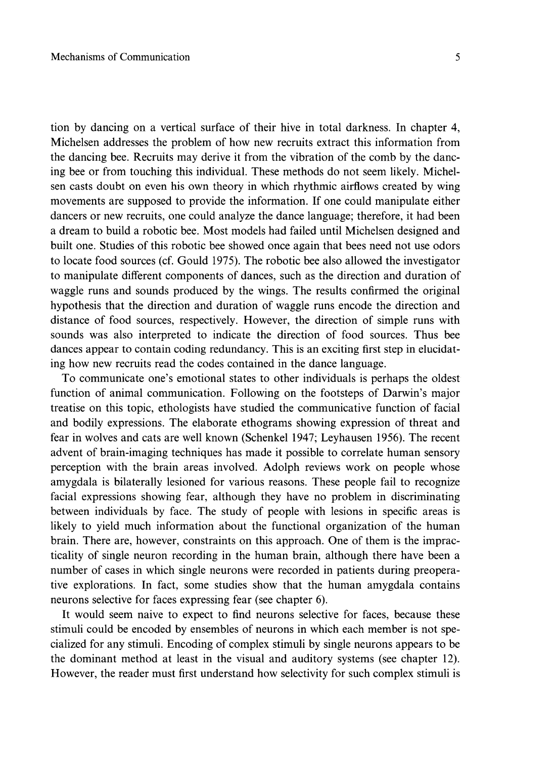tion by dancing on a vertical surface of their hive in total darkness. In chapter 4, Michelsen addresses the problem of how new recruits extract this information from the dancing bee. Recruits may derive it from the vibration of the comb by the dancing bee or from touching this individual. These methods do not seem likely. Michelsen casts doubt on even his own theory in which rhythmic airflows created by wing movements are supposed to provide the information. If one could manipulate either dancers or new recruits, one could analyze the dance language; therefore, it had been a dream to build a robotic bee. Most models had failed until Michelsen designed and built one. Studies of this robotic bee showed once again that bees need not use odors to locate food sources (cf. Gould 1975). The robotic bee also allowed the investigator to manipulate different components of dances, such as the direction and duration of waggle runs and sounds produced by the wings. The results confirmed the original hypothesis that the direction and duration of waggle runs encode the direction and distance of food sources, respectively. However, the direction of simple runs with sounds was also interpreted to indicate the direction of food sources. Thus bee dances appear to contain coding redundancy. This is an exciting first step in elucidating how new recruits read the codes contained in the dance language.

To communicate one's emotional states to other individuals is perhaps the oldest function of animal communication. Following on the footsteps of Darwin's major treatise on this topic, ethologists have studied the communicative function of facial and bodily expressions. The elaborate ethograms showing expression of threat and fear in wolves and cats are well known (Schenkel 1947; Leyhausen 1956). The recent advent of brain-imaging techniques has made it possible to correlate human sensory perception with the brain areas involved. Adolph reviews work on people whose amygdala is bilaterally lesioned for various reasons. These people fail to recognize facial expressions showing fear, although they have no problem in discriminating between individuals by face. The study of people with lesions in specific areas is likely to yield much information about the functional organization of the human brain. There are, however, constraints on this approach. One of them is the impracticality of single neuron recording in the human brain, although there have been a number of cases in which single neurons were recorded in patients during preoperative explorations. In fact, some studies show that the human amygdala contains neurons selective for faces expressing fear (see chapter 6).

It would seem naive to expect to find neurons selective for faces, because these stimuli could be encoded by ensembles of neurons in which each member is not specialized for any stimuli. Encoding of complex stimuli by single neurons appears to be the dominant method at least in the visual and auditory systems (see chapter 12). However, the reader must first understand how selectivity for such complex stimuli is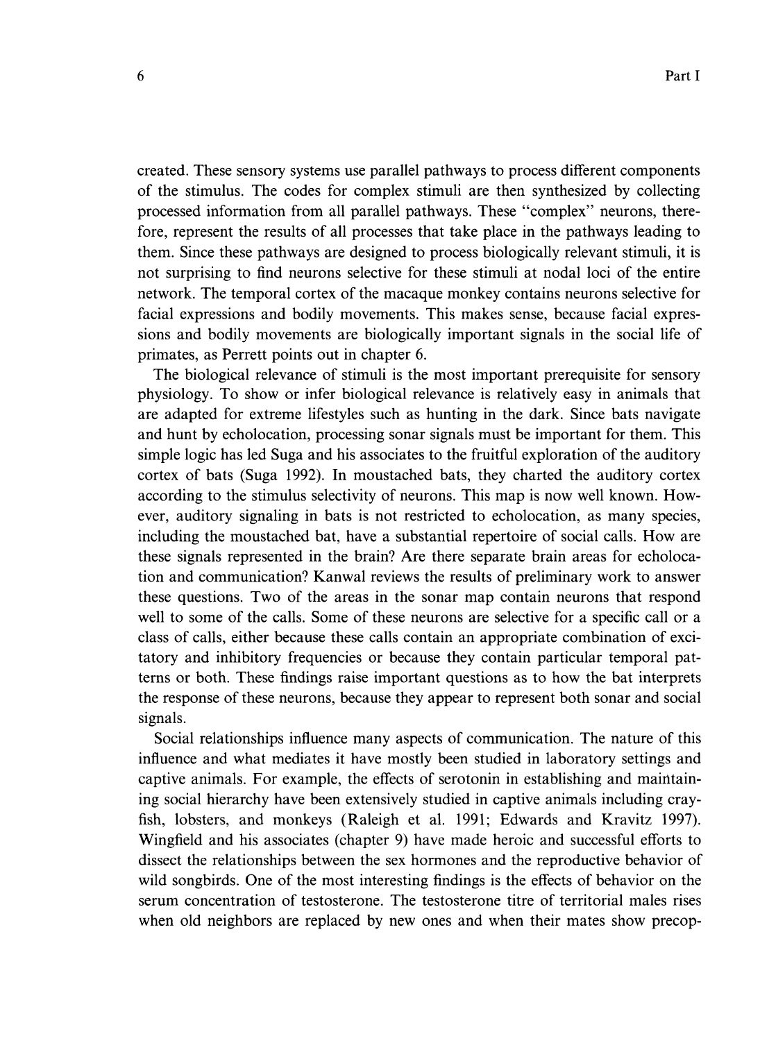created. These sensory systems use parallel pathways to process different components of the stimulus. The codes for complex stimuli are then synthesized by collecting processed information from all parallel pathways. These "complex" neurons, therefore, represent the results of all processes that take place in the pathways leading to them. Since these pathways are designed to process biologically relevant stimuli, it is not surprising to find neurons selective for these stimuli at nodal loci of the entire network. The temporal cortex of the macaque monkey contains neurons selective for facial expressions and bodily movements. This makes sense, because facial expressions and bodily movements are biologically important signals in the social life of primates, as Perrett points out in chapter 6.

The biological relevance of stimuli is the most important prerequisite for sensory physiology. To show or infer biological relevance is relatively easy in animals that are adapted for extreme lifestyles such as hunting in the dark. Since bats navigate and hunt by echolocation, processing sonar signals must be important for them. This simple logic has led Suga and his associates to the fruitful exploration of the auditory cortex of bats (Suga 1992). In moustached bats, they charted the auditory cortex according to the stimulus selectivity of neurons. This map is now well known. However, auditory signaling in bats is not restricted to echolocation, as many species, including the moustached bat, have a substantial repertoire of social calls. How are these signals represented in the brain? Are there separate brain areas for echolocation and communication? Kanwal reviews the results of preliminary work to answer these questions. Two of the areas in the sonar map contain neurons that respond well to some of the calls. Some of these neurons are selective for a specific call or a class of calls, either because these calls contain an appropriate combination of excitatory and inhibitory frequencies or because they contain particular temporal patterns or both. These findings raise important questions as to how the bat interprets the response of these neurons, because they appear to represent both sonar and social signals.

Social relationships influence many aspects of communication. The nature of this influence and what mediates it have mostly been studied in laboratory settings and captive animals. For example, the effects of serotonin in establishing and maintaining social hierarchy have been extensively studied in captive animals including crayfish, lobsters, and monkeys (Raleigh et al. 1991; Edwards and Kravitz 1997). Wingfield and his associates (chapter 9) have made heroic and successful efforts to dissect the relationships between the sex hormones and the reproductive behavior of wild songbirds. One of the most interesting findings is the effects of behavior on the serum concentration of testosterone. The testosterone titre of territorial males rises when old neighbors are replaced by new ones and when their mates show precop-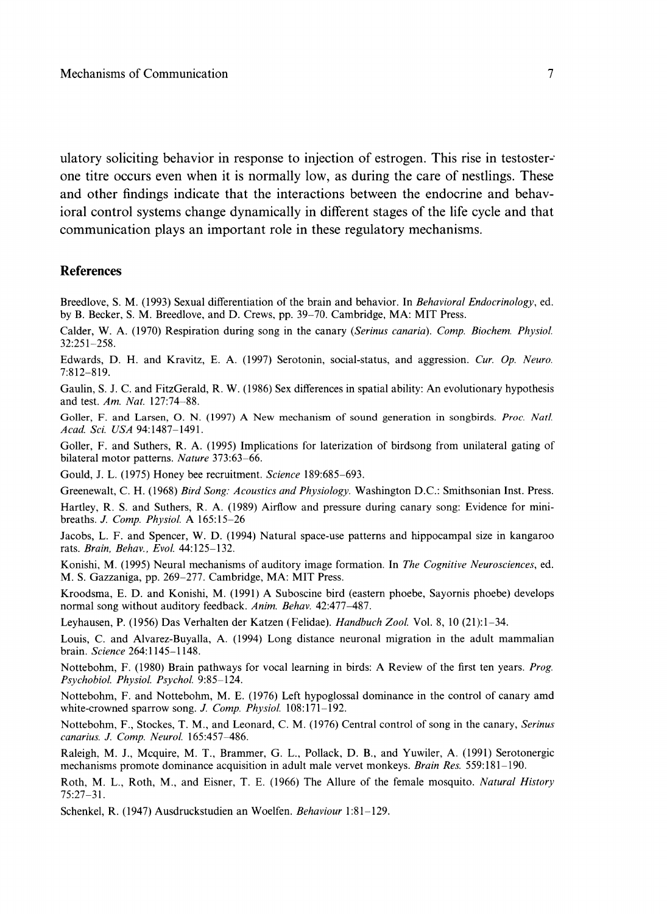ulatory soliciting behavior in response to injection of estrogen. This rise in testosterone titre occurs even when it is normally low, as during the care of nestlings. These and other findings indicate that the interactions between the endocrine and behavioral control systems change dynamically in different stages of the life cycle and that communication plays an important role in these regulatory mechanisms.

## References

Breedlove, S. M. (1993) Sexual differentiation of the brain and behavior. In *Behavioral Endocrinology*, ed. by B. Becker, S. M. Breedlove, and D. Crews, pp. 39–70. Cambridge, MA: MIT Press.

Calder, W. A. (1970) Respiration during song in the canary (*Serinus canaria*). *Comp. Biochem. Physiol.* 32:251–258.

Edwards, D. H. and Kravitz, E. A. (1997) Serotonin, social-status, and aggression. *Cur. Op. Neuro.* 7:812–819.

Gaulin, S. J. C. and FitzGerald, R. W. (1986) Sex differences in spatial ability: An evolutionary hypothesis and test. *Am. Nat.* 127:74–88.

Goller, F. and Larsen, O. N. (1997) A New mechanism of sound generation in songbirds. *Proc. Natl. Acad. Sci. USA* 94:1487–1491.

Goller, F. and Suthers, R. A. (1995) Implications for laterization of birdsong from unilateral gating of bilateral motor patterns. *Nature* 373:63–66.

Gould, J. L. (1975) Honey bee recruitment. *Science* 189:685–693.

Greenewalt, C. H. (1968) *Bird Song: Acoustics and Physiology*. Washington D.C.: Smithsonian Inst. Press.

Hartley, R. S. and Suthers, R. A. (1989) Airflow and pressure during canary song: Evidence for mini-breaths. *J. Comp. Physiol.* A 165:15–26

Jacobs, L. F. and Spencer, W. D. (1994) Natural space-use patterns and hippocampal size in kangaroo rats. *Brain, Behav., Evol.* 44:125–132.

Konishi, M. (1995) Neural mechanisms of auditory image formation. In *The Cognitive Neurosciences*, ed. M. S. Gazzaniga, pp. 269–277. Cambridge, MA: MIT Press.

Kroodsma, E. D. and Konishi, M. (1991) A Suboscine bird (eastern phoebe, Sayornis phoebe) develops normal song without auditory feedback. *Anim. Behav.* 42:477–487.

Leyhausen, P. (1956) Das Verhalten der Katzen (Felidae). *Handbuch Zool.* Vol. 8, 10 (21):1–34.

Louis, C. and Alvarez-Buyalla, A. (1994) Long distance neuronal migration in the adult mammalian brain. *Science* 264:1145–1148.

Nottebohm, F. (1980) Brain pathways for vocal learning in birds: A Review of the first ten years. *Prog. Psychobiol. Physiol. Psychol.* 9:85–124.

Nottebohm, F. and Nottebohm, M. E. (1976) Left hypoglossal dominance in the control of canary amd white-crowned sparrow song. *J. Comp. Physiol.* 108:171–192.

Nottebohm, F., Stockes, T. M., and Leonard, C. M. (1976) Central control of song in the canary, *Serinus canarius*. *J. Comp. Neurol.* 165:457–486.

Raleigh, M. J., Mcquire, M. T., Brammer, G. L., Pollack, D. B., and Yuwiler, A. (1991) Serotonergic mechanisms promote dominance acquisition in adult male vervet monkeys. *Brain Res.* 559:181–190.

Roth, M. L., Roth, M., and Eisner, T. E. (1966) The Allure of the female mosquito. *Natural History* 75:27–31.

Schenkel, R. (1947) Ausdruckstudien an Woelfen. *Behaviour* 1:81–129.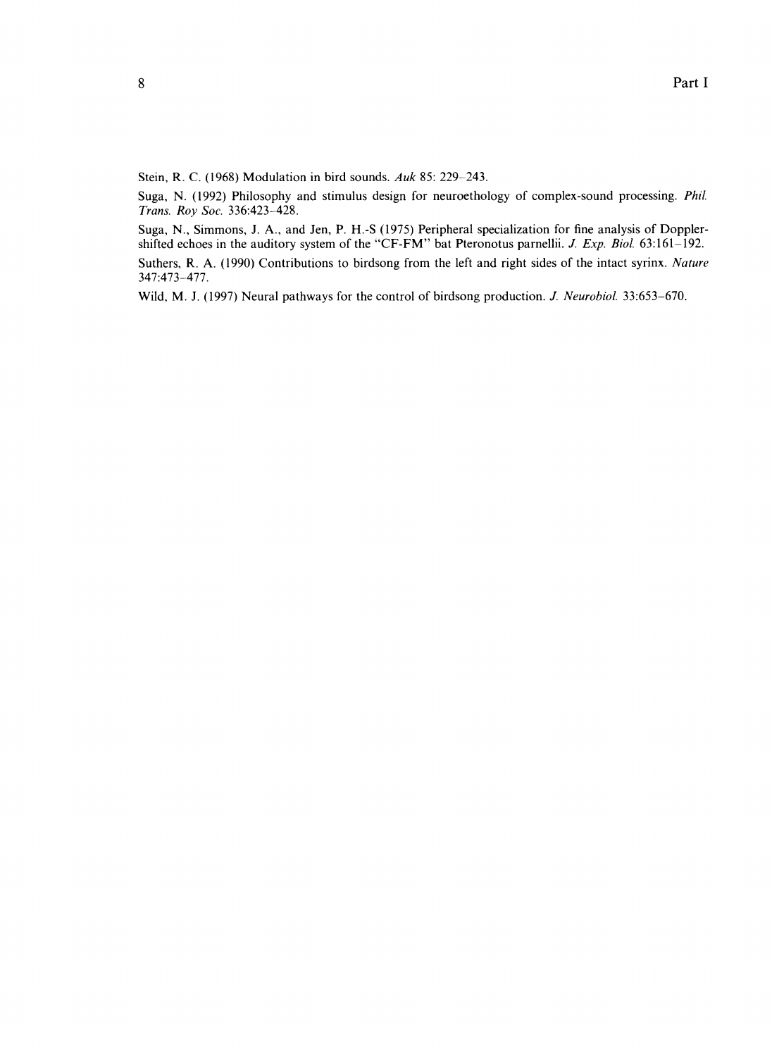Stein, R. C. (1968) Modulation in bird sounds. *Auk* 85: 229–243.

Suga, N. (1992) Philosophy and stimulus design for neuroethology of complex-sound processing. *Phil. Trans. Roy Soc.* 336:423–428.

Suga, N., Simmons, J. A., and Jen, P. H.-S (1975) Peripheral specialization for fine analysis of Doppler-shifted echoes in the auditory system of the "CF-FM" bat Pteronotus parnellii. *J. Exp. Biol.* 63:161–192.

Suthers, R. A. (1990) Contributions to birdsong from the left and right sides of the intact syrinx. *Nature* 347:473–477.

Wild, M. J. (1997) Neural pathways for the control of birdsong production. *J. Neurobiol.* 33:653–670.